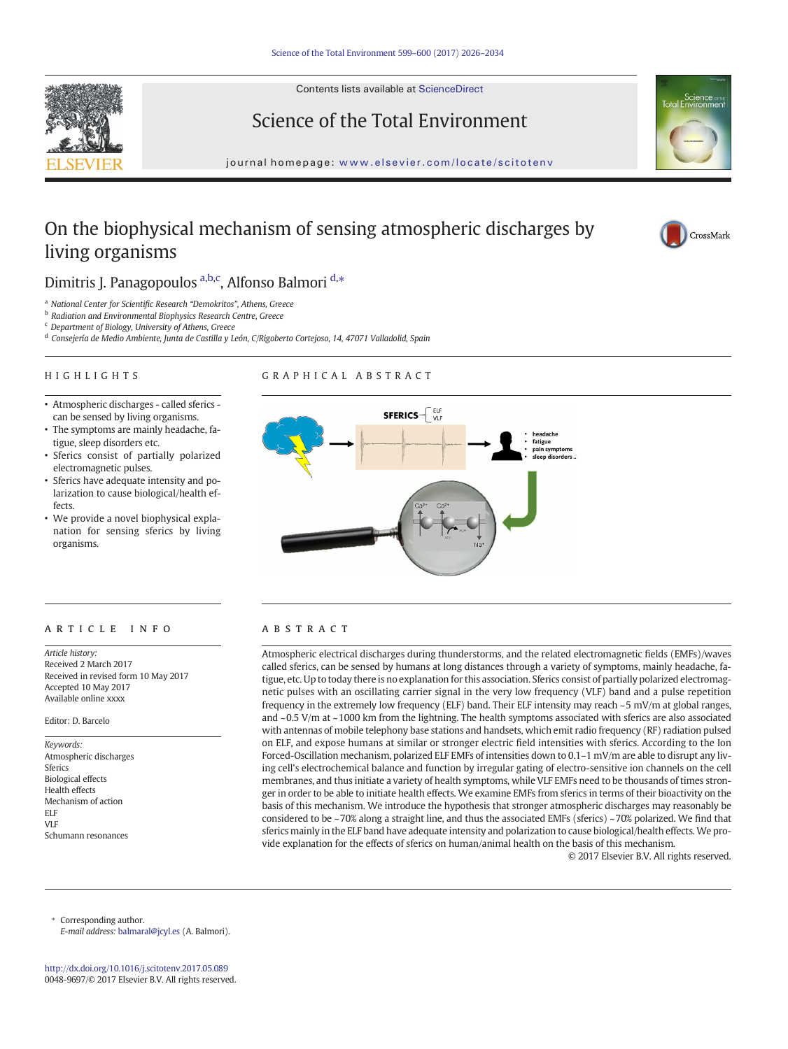Contents lists available at ScienceDirect

# Science of the Total Environment

journal homepage: www.elsevier.com/locate/scitotenv

# On the biophysical mechanism of sensing atmospheric discharges by living organisms

Dimitris J. Panagopoulos [a,b,c], Alfonso Balmori [d,*]

[a] National Center for Scientific Research "Demokritos", Athens, Greece
[b] Radiation and Environmental Biophysics Research Centre, Greece
[c] Department of Biology, University of Athens, Greece
[d] Consejería de Medio Ambiente, Junta de Castilla y León, C/Rigoberto Cortejoso, 14, 47071 Valladolid, Spain

## HIGHLIGHTS

- Atmospheric discharges - called sferics - can be sensed by living organisms.
- The symptoms are mainly headache, fatigue, sleep disorders etc.
- Sferics consist of partially polarized electromagnetic pulses.
- Sferics have adequate intensity and polarization to cause biological/health effects.
- We provide a novel biophysical explanation for sensing sferics by living organisms.

## GRAPHICAL ABSTRACT

SFERICS – ELF, VLF

- headache
- fatigue
- pain symptoms
- sleep disorders..

## ARTICLE INFO

*Article history:*
Received 2 March 2017
Received in revised form 10 May 2017
Accepted 10 May 2017
Available online xxxx

Editor: D. Barcelo

*Keywords:*
Atmospheric discharges
Sferics
Biological effects
Health effects
Mechanism of action
ELF
VLF
Schumann resonances

## ABSTRACT

Atmospheric electrical discharges during thunderstorms, and the related electromagnetic fields (EMFs)/waves called sferics, can be sensed by humans at long distances through a variety of symptoms, mainly headache, fatigue, etc. Up to today there is no explanation for this association. Sferics consist of partially polarized electromagnetic pulses with an oscillating carrier signal in the very low frequency (VLF) band and a pulse repetition frequency in the extremely low frequency (ELF) band. Their ELF intensity may reach ~5 mV/m at global ranges, and ~0.5 V/m at ~1000 km from the lightning. The health symptoms associated with sferics are also associated with antennas of mobile telephony base stations and handsets, which emit radio frequency (RF) radiation pulsed on ELF, and expose humans at similar or stronger electric field intensities with sferics. According to the Ion Forced-Oscillation mechanism, polarized ELF EMFs of intensities down to 0.1–1 mV/m are able to disrupt any living cell's electrochemical balance and function by irregular gating of electro-sensitive ion channels on the cell membranes, and thus initiate a variety of health symptoms, while VLF EMFs need to be thousands of times stronger in order to be able to initiate health effects. We examine EMFs from sferics in terms of their bioactivity on the basis of this mechanism. We introduce the hypothesis that stronger atmospheric discharges may reasonably be considered to be ~70% along a straight line, and thus the associated EMFs (sferics) ~70% polarized. We find that sferics mainly in the ELF band have adequate intensity and polarization to cause biological/health effects. We provide explanation for the effects of sferics on human/animal health on the basis of this mechanism.

© 2017 Elsevier B.V. All rights reserved.

\* Corresponding author.
*E-mail address:* balmaral@jcyl.es (A. Balmori).

http://dx.doi.org/10.1016/j.scitotenv.2017.05.089
0048-9697/© 2017 Elsevier B.V. All rights reserved.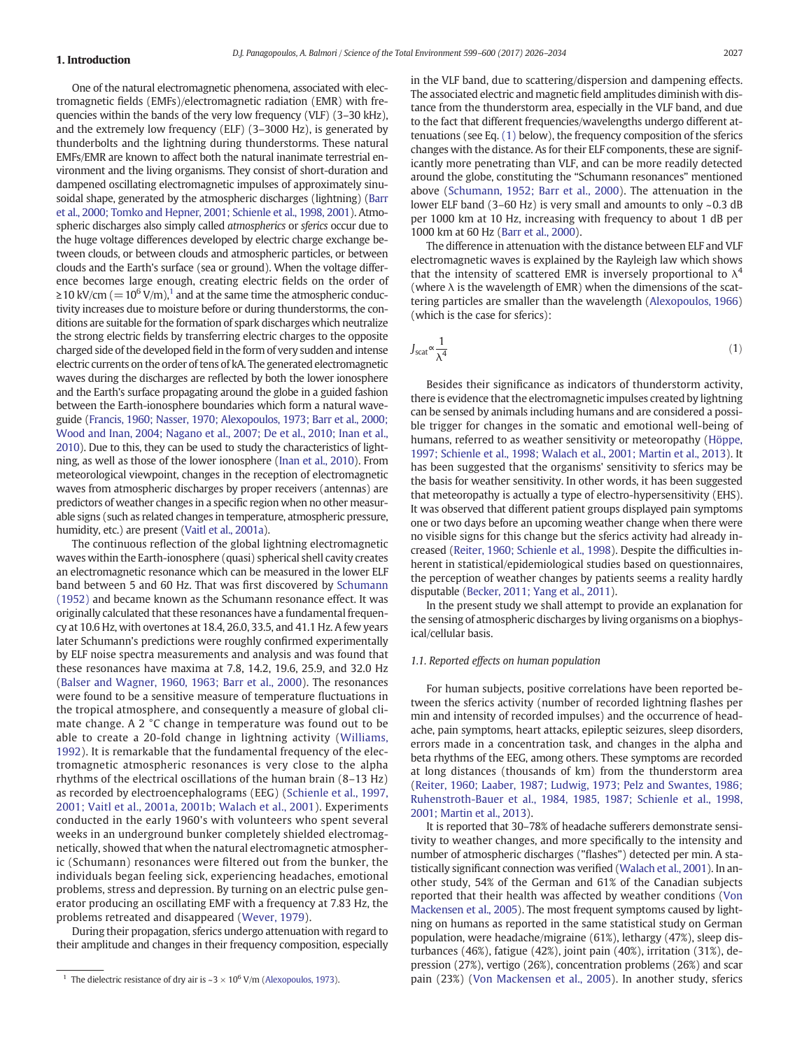## 1. Introduction

One of the natural electromagnetic phenomena, associated with electromagnetic fields (EMFs)/electromagnetic radiation (EMR) with frequencies within the bands of the very low frequency (VLF) (3–30 kHz), and the extremely low frequency (ELF) (3–3000 Hz), is generated by thunderbolts and the lightning during thunderstorms. These natural EMFs/EMR are known to affect both the natural inanimate terrestrial environment and the living organisms. They consist of short-duration and dampened oscillating electromagnetic impulses of approximately sinusoidal shape, generated by the atmospheric discharges (lightning) (Barr et al., 2000; Tomko and Hepner, 2001; Schienle et al., 1998, 2001). Atmospheric discharges also simply called *atmospherics* or *sferics* occur due to the huge voltage differences developed by electric charge exchange between clouds, or between clouds and atmospheric particles, or between clouds and the Earth's surface (sea or ground). When the voltage difference becomes large enough, creating electric fields on the order of ≥10 kV/cm (= $10^6$ V/m),[1] and at the same time the atmospheric conductivity increases due to moisture before or during thunderstorms, the conditions are suitable for the formation of spark discharges which neutralize the strong electric fields by transferring electric charges to the opposite charged side of the developed field in the form of very sudden and intense electric currents on the order of tens of kA. The generated electromagnetic waves during the discharges are reflected by both the lower ionosphere and the Earth's surface propagating around the globe in a guided fashion between the Earth-ionosphere boundaries which form a natural waveguide (Francis, 1960; Nasser, 1970; Alexopoulos, 1973; Barr et al., 2000; Wood and Inan, 2004; Nagano et al., 2007; De et al., 2010; Inan et al., 2010). Due to this, they can be used to study the characteristics of lightning, as well as those of the lower ionosphere (Inan et al., 2010). From meteorological viewpoint, changes in the reception of electromagnetic waves from atmospheric discharges by proper receivers (antennas) are predictors of weather changes in a specific region when no other measurable signs (such as related changes in temperature, atmospheric pressure, humidity, etc.) are present (Vaitl et al., 2001a).

The continuous reflection of the global lightning electromagnetic waves within the Earth-ionosphere (quasi) spherical shell cavity creates an electromagnetic resonance which can be measured in the lower ELF band between 5 and 60 Hz. That was first discovered by Schumann (1952) and became known as the Schumann resonance effect. It was originally calculated that these resonances have a fundamental frequency at 10.6 Hz, with overtones at 18.4, 26.0, 33.5, and 41.1 Hz. A few years later Schumann's predictions were roughly confirmed experimentally by ELF noise spectra measurements and analysis and was found that these resonances have maxima at 7.8, 14.2, 19.6, 25.9, and 32.0 Hz (Balser and Wagner, 1960, 1963; Barr et al., 2000). The resonances were found to be a sensitive measure of temperature fluctuations in the tropical atmosphere, and consequently a measure of global climate change. A 2 °C change in temperature was found out to be able to create a 20-fold change in lightning activity (Williams, 1992). It is remarkable that the fundamental frequency of the electromagnetic atmospheric resonances is very close to the alpha rhythms of the electrical oscillations of the human brain (8–13 Hz) as recorded by electroencephalograms (EEG) (Schienle et al., 1997, 2001; Vaitl et al., 2001a, 2001b; Walach et al., 2001). Experiments conducted in the early 1960's with volunteers who spent several weeks in an underground bunker completely shielded electromagnetically, showed that when the natural electromagnetic atmospheric (Schumann) resonances were filtered out from the bunker, the individuals began feeling sick, experiencing headaches, emotional problems, stress and depression. By turning on an electric pulse generator producing an oscillating EMF with a frequency at 7.83 Hz, the problems retreated and disappeared (Wever, 1979).

During their propagation, sferics undergo attenuation with regard to their amplitude and changes in their frequency composition, especially in the VLF band, due to scattering/dispersion and dampening effects. The associated electric and magnetic field amplitudes diminish with distance from the thunderstorm area, especially in the VLF band, and due to the fact that different frequencies/wavelengths undergo different attenuations (see Eq. (1) below), the frequency composition of the sferics changes with the distance. As for their ELF components, these are significantly more penetrating than VLF, and can be more readily detected around the globe, constituting the "Schumann resonances" mentioned above (Schumann, 1952; Barr et al., 2000). The attenuation in the lower ELF band (3–60 Hz) is very small and amounts to only ~0.3 dB per 1000 km at 10 Hz, increasing with frequency to about 1 dB per 1000 km at 60 Hz (Barr et al., 2000).

The difference in attenuation with the distance between ELF and VLF electromagnetic waves is explained by the Rayleigh law which shows that the intensity of scattered EMR is inversely proportional to $\lambda^4$ (where λ is the wavelength of EMR) when the dimensions of the scattering particles are smaller than the wavelength (Alexopoulos, 1966) (which is the case for sferics):

$$J_{scat} \propto \frac{1}{\lambda^4} \tag{1}$$

Besides their significance as indicators of thunderstorm activity, there is evidence that the electromagnetic impulses created by lightning can be sensed by animals including humans and are considered a possible trigger for changes in the somatic and emotional well-being of humans, referred to as weather sensitivity or meteoropathy (Höppe, 1997; Schienle et al., 1998; Walach et al., 2001; Martin et al., 2013). It has been suggested that the organisms' sensitivity to sferics may be the basis for weather sensitivity. In other words, it has been suggested that meteoropathy is actually a type of electro-hypersensitivity (EHS). It was observed that different patient groups displayed pain symptoms one or two days before an upcoming weather change when there were no visible signs for this change but the sferics activity had already increased (Reiter, 1960; Schienle et al., 1998). Despite the difficulties inherent in statistical/epidemiological studies based on questionnaires, the perception of weather changes by patients seems a reality hardly disputable (Becker, 2011; Yang et al., 2011).

In the present study we shall attempt to provide an explanation for the sensing of atmospheric discharges by living organisms on a biophysical/cellular basis.

### 1.1. Reported effects on human population

For human subjects, positive correlations have been reported between the sferics activity (number of recorded lightning flashes per min and intensity of recorded impulses) and the occurrence of headache, pain symptoms, heart attacks, epileptic seizures, sleep disorders, errors made in a concentration task, and changes in the alpha and beta rhythms of the EEG, among others. These symptoms are recorded at long distances (thousands of km) from the thunderstorm area (Reiter, 1960; Laaber, 1987; Ludwig, 1973; Pelz and Swantes, 1986; Ruhenstroth-Bauer et al., 1984, 1985, 1987; Schienle et al., 1998, 2001; Martin et al., 2013).

It is reported that 30–78% of headache sufferers demonstrate sensitivity to weather changes, and more specifically to the intensity and number of atmospheric discharges ("flashes") detected per min. A statistically significant connection was verified (Walach et al., 2001). In another study, 54% of the German and 61% of the Canadian subjects reported that their health was affected by weather conditions (Von Mackensen et al., 2005). The most frequent symptoms caused by lightning on humans as reported in the same statistical study on German population, were headache/migraine (61%), lethargy (47%), sleep disturbances (46%), fatigue (42%), joint pain (40%), irritation (31%), depression (27%), vertigo (26%), concentration problems (26%) and scar pain (23%) (Von Mackensen et al., 2005). In another study, sferics

[1] The dielectric resistance of dry air is ~3 × $10^6$ V/m (Alexopoulos, 1973).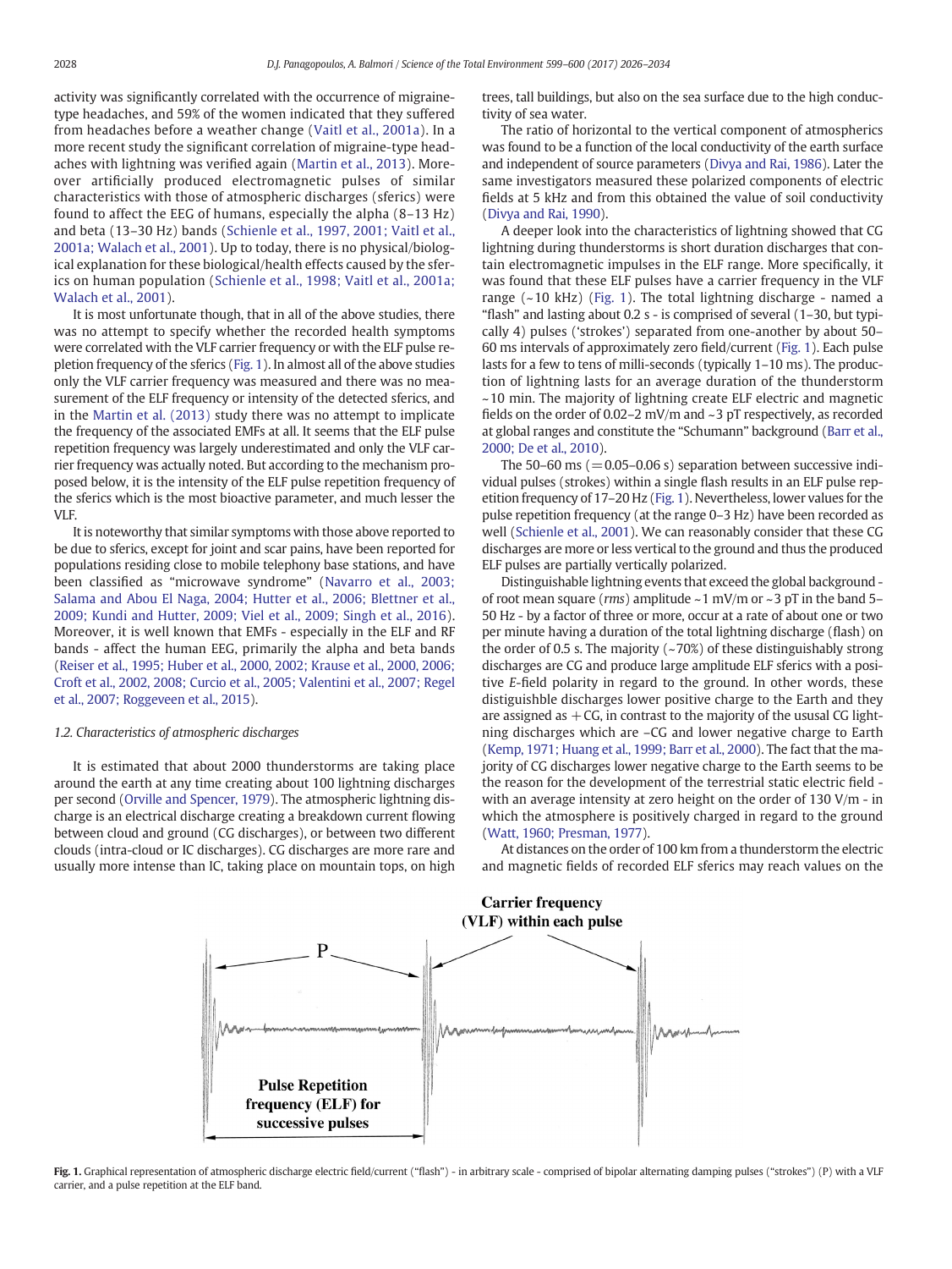activity was significantly correlated with the occurrence of migraine-type headaches, and 59% of the women indicated that they suffered from headaches before a weather change (Vaitl et al., 2001a). In a more recent study the significant correlation of migraine-type headaches with lightning was verified again (Martin et al., 2013). Moreover artificially produced electromagnetic pulses of similar characteristics with those of atmospheric discharges (sferics) were found to affect the EEG of humans, especially the alpha (8–13 Hz) and beta (13–30 Hz) bands (Schienle et al., 1997, 2001; Vaitl et al., 2001a; Walach et al., 2001). Up to today, there is no physical/biological explanation for these biological/health effects caused by the sferics on human population (Schienle et al., 1998; Vaitl et al., 2001a; Walach et al., 2001).

It is most unfortunate though, that in all of the above studies, there was no attempt to specify whether the recorded health symptoms were correlated with the VLF carrier frequency or with the ELF pulse repletion frequency of the sferics (Fig. 1). In almost all of the above studies only the VLF carrier frequency was measured and there was no measurement of the ELF frequency or intensity of the detected sferics, and in the Martin et al. (2013) study there was no attempt to implicate the frequency of the associated EMFs at all. It seems that the ELF pulse repetition frequency was largely underestimated and only the VLF carrier frequency was actually noted. But according to the mechanism proposed below, it is the intensity of the ELF pulse repetition frequency of the sferics which is the most bioactive parameter, and much lesser the VLF.

It is noteworthy that similar symptoms with those above reported to be due to sferics, except for joint and scar pains, have been reported for populations residing close to mobile telephony base stations, and have been classified as "microwave syndrome" (Navarro et al., 2003; Salama and Abou El Naga, 2004; Hutter et al., 2006; Blettner et al., 2009; Kundi and Hutter, 2009; Viel et al., 2009; Singh et al., 2016). Moreover, it is well known that EMFs - especially in the ELF and RF bands - affect the human EEG, primarily the alpha and beta bands (Reiser et al., 1995; Huber et al., 2000, 2002; Krause et al., 2000, 2006; Croft et al., 2002, 2008; Curcio et al., 2005; Valentini et al., 2007; Regel et al., 2007; Roggeveen et al., 2015).

### *1.2. Characteristics of atmospheric discharges*

It is estimated that about 2000 thunderstorms are taking place around the earth at any time creating about 100 lightning discharges per second (Orville and Spencer, 1979). The atmospheric lightning discharge is an electrical discharge creating a breakdown current flowing between cloud and ground (CG discharges), or between two different clouds (intra-cloud or IC discharges). CG discharges are more rare and usually more intense than IC, taking place on mountain tops, on high trees, tall buildings, but also on the sea surface due to the high conductivity of sea water.

The ratio of horizontal to the vertical component of atmospherics was found to be a function of the local conductivity of the earth surface and independent of source parameters (Divya and Rai, 1986). Later the same investigators measured these polarized components of electric fields at 5 kHz and from this obtained the value of soil conductivity (Divya and Rai, 1990).

A deeper look into the characteristics of lightning showed that CG lightning during thunderstorms is short duration discharges that contain electromagnetic impulses in the ELF range. More specifically, it was found that these ELF pulses have a carrier frequency in the VLF range (~10 kHz) (Fig. 1). The total lightning discharge - named a "flash" and lasting about 0.2 s - is comprised of several (1–30, but typically 4) pulses ('strokes') separated from one-another by about 50–60 ms intervals of approximately zero field/current (Fig. 1). Each pulse lasts for a few to tens of milli-seconds (typically 1–10 ms). The production of lightning lasts for an average duration of the thunderstorm ~10 min. The majority of lightning create ELF electric and magnetic fields on the order of 0.02–2 mV/m and ~3 pT respectively, as recorded at global ranges and constitute the "Schumann" background (Barr et al., 2000; De et al., 2010).

The 50–60 ms (=0.05–0.06 s) separation between successive individual pulses (strokes) within a single flash results in an ELF pulse repetition frequency of 17–20 Hz (Fig. 1). Nevertheless, lower values for the pulse repetition frequency (at the range 0–3 Hz) have been recorded as well (Schienle et al., 2001). We can reasonably consider that these CG discharges are more or less vertical to the ground and thus the produced ELF pulses are partially vertically polarized.

Distinguishable lightning events that exceed the global background - of root mean square (*rms*) amplitude ~1 mV/m or ~3 pT in the band 5–50 Hz - by a factor of three or more, occur at a rate of about one or two per minute having a duration of the total lightning discharge (flash) on the order of 0.5 s. The majority (~70%) of these distinguishably strong discharges are CG and produce large amplitude ELF sferics with a positive *E*-field polarity in regard to the ground. In other words, these distiguishble discharges lower positive charge to the Earth and they are assigned as +CG, in contrast to the majority of the ususal CG lightning discharges which are –CG and lower negative charge to Earth (Kemp, 1971; Huang et al., 1999; Barr et al., 2000). The fact that the majority of CG discharges lower negative charge to the Earth seems to be the reason for the development of the terrestrial static electric field - with an average intensity at zero height on the order of 130 V/m - in which the atmosphere is positively charged in regard to the ground (Watt, 1960; Presman, 1977).

At distances on the order of 100 km from a thunderstorm the electric and magnetic fields of recorded ELF sferics may reach values on the

**Fig. 1.** Graphical representation of atmospheric discharge electric field/current ("flash") - in arbitrary scale - comprised of bipolar alternating damping pulses ("strokes") (P) with a VLF carrier, and a pulse repetition at the ELF band.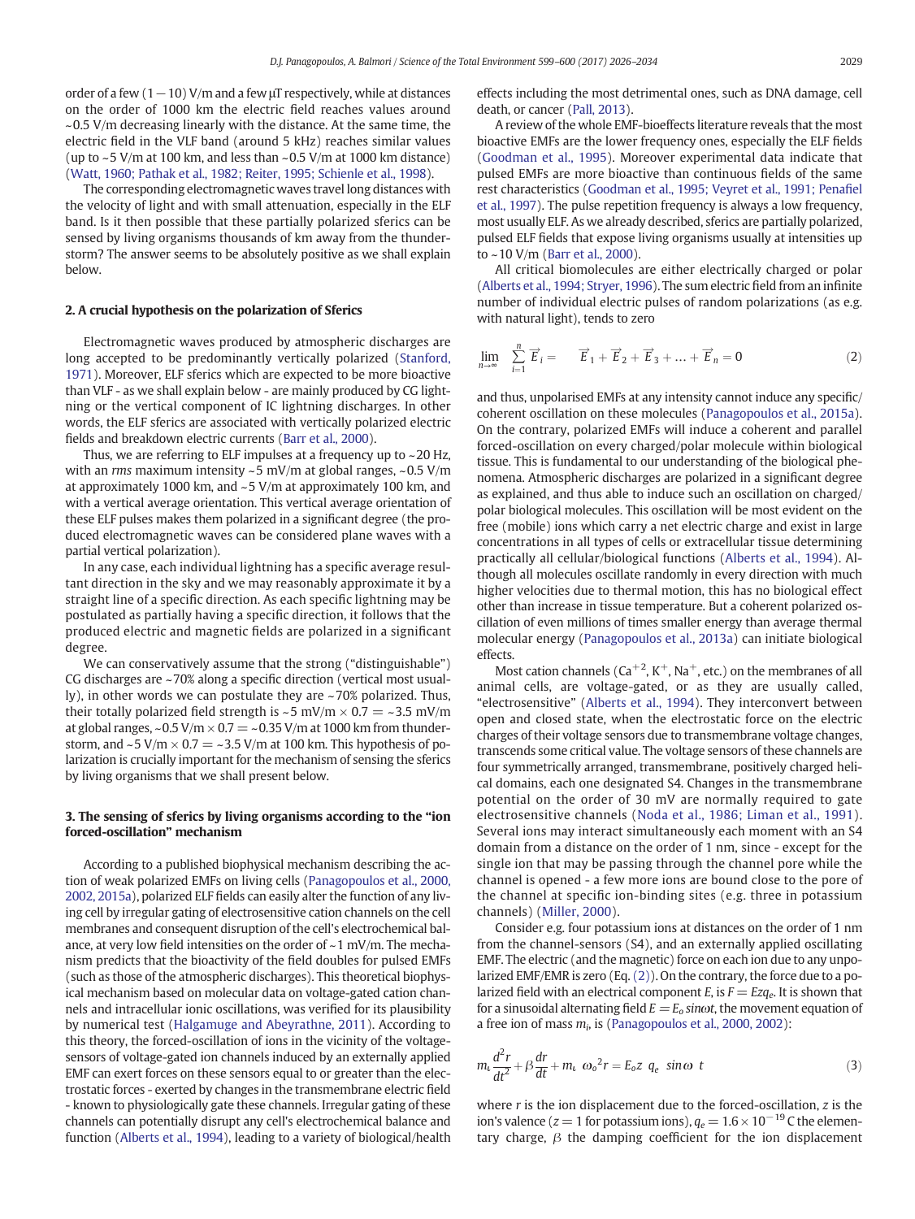order of a few (1 − 10) V/m and a few μT respectively, while at distances on the order of 1000 km the electric field reaches values around ~0.5 V/m decreasing linearly with the distance. At the same time, the electric field in the VLF band (around 5 kHz) reaches similar values (up to ~5 V/m at 100 km, and less than ~0.5 V/m at 1000 km distance) (Watt, 1960; Pathak et al., 1982; Reiter, 1995; Schienle et al., 1998).

The corresponding electromagnetic waves travel long distances with the velocity of light and with small attenuation, especially in the ELF band. Is it then possible that these partially polarized sferics can be sensed by living organisms thousands of km away from the thunderstorm? The answer seems to be absolutely positive as we shall explain below.

## 2. A crucial hypothesis on the polarization of Sferics

Electromagnetic waves produced by atmospheric discharges are long accepted to be predominantly vertically polarized (Stanford, 1971). Moreover, ELF sferics which are expected to be more bioactive than VLF - as we shall explain below - are mainly produced by CG lightning or the vertical component of IC lightning discharges. In other words, the ELF sferics are associated with vertically polarized electric fields and breakdown electric currents (Barr et al., 2000).

Thus, we are referring to ELF impulses at a frequency up to ~20 Hz, with an *rms* maximum intensity ~5 mV/m at global ranges, ~0.5 V/m at approximately 1000 km, and ~5 V/m at approximately 100 km, and with a vertical average orientation. This vertical average orientation of these ELF pulses makes them polarized in a significant degree (the produced electromagnetic waves can be considered plane waves with a partial vertical polarization).

In any case, each individual lightning has a specific average resultant direction in the sky and we may reasonably approximate it by a straight line of a specific direction. As each specific lightning may be postulated as partially having a specific direction, it follows that the produced electric and magnetic fields are polarized in a significant degree.

We can conservatively assume that the strong ("distinguishable") CG discharges are ~70% along a specific direction (vertical most usually), in other words we can postulate they are ~70% polarized. Thus, their totally polarized field strength is ~5 mV/m × 0.7 = ~3.5 mV/m at global ranges, ~0.5 V/m × 0.7 = ~0.35 V/m at 1000 km from thunderstorm, and ~5 V/m × 0.7 = ~3.5 V/m at 100 km. This hypothesis of polarization is crucially important for the mechanism of sensing the sferics by living organisms that we shall present below.

## 3. The sensing of sferics by living organisms according to the "ion forced-oscillation" mechanism

According to a published biophysical mechanism describing the action of weak polarized EMFs on living cells (Panagopoulos et al., 2000, 2002, 2015a), polarized ELF fields can easily alter the function of any living cell by irregular gating of electrosensitive cation channels on the cell membranes and consequent disruption of the cell's electrochemical balance, at very low field intensities on the order of ~1 mV/m. The mechanism predicts that the bioactivity of the field doubles for pulsed EMFs (such as those of the atmospheric discharges). This theoretical biophysical mechanism based on molecular data on voltage-gated cation channels and intracellular ionic oscillations, was verified for its plausibility by numerical test (Halgamuge and Abeyrathne, 2011). According to this theory, the forced-oscillation of ions in the vicinity of the voltage-sensors of voltage-gated ion channels induced by an externally applied EMF can exert forces on these sensors equal to or greater than the electrostatic forces - exerted by changes in the transmembrane electric field - known to physiologically gate these channels. Irregular gating of these channels can potentially disrupt any cell's electrochemical balance and function (Alberts et al., 1994), leading to a variety of biological/health effects including the most detrimental ones, such as DNA damage, cell death, or cancer (Pall, 2013).

A review of the whole EMF-bioeffects literature reveals that the most bioactive EMFs are the lower frequency ones, especially the ELF fields (Goodman et al., 1995). Moreover experimental data indicate that pulsed EMFs are more bioactive than continuous fields of the same rest characteristics (Goodman et al., 1995; Veyret et al., 1991; Penafiel et al., 1997). The pulse repetition frequency is always a low frequency, most usually ELF. As we already described, sferics are partially polarized, pulsed ELF fields that expose living organisms usually at intensities up to ~10 V/m (Barr et al., 2000).

All critical biomolecules are either electrically charged or polar (Alberts et al., 1994; Stryer, 1996). The sum electric field from an infinite number of individual electric pulses of random polarizations (as e.g. with natural light), tends to zero

$$\lim_{n\to\infty} \sum_{i=1}^{n} \vec{E}_i = \vec{E}_1 + \vec{E}_2 + \vec{E}_3 + \ldots + \vec{E}_n = 0 \tag{2}$$

and thus, unpolarised EMFs at any intensity cannot induce any specific/coherent oscillation on these molecules (Panagopoulos et al., 2015a). On the contrary, polarized EMFs will induce a coherent and parallel forced-oscillation on every charged/polar molecule within biological tissue. This is fundamental to our understanding of the biological phenomena. Atmospheric discharges are polarized in a significant degree as explained, and thus able to induce such an oscillation on charged/polar biological molecules. This oscillation will be most evident on the free (mobile) ions which carry a net electric charge and exist in large concentrations in all types of cells or extracellular tissue determining practically all cellular/biological functions (Alberts et al., 1994). Although all molecules oscillate randomly in every direction with much higher velocities due to thermal motion, this has no biological effect other than increase in tissue temperature. But a coherent polarized oscillation of even millions of times smaller energy than average thermal molecular energy (Panagopoulos et al., 2013a) can initiate biological effects.

Most cation channels ($Ca^{+2}$, $K^{+}$, $Na^{+}$, etc.) on the membranes of all animal cells, are voltage-gated, or as they are usually called, "electrosensitive" (Alberts et al., 1994). They interconvert between open and closed state, when the electrostatic force on the electric charges of their voltage sensors due to transmembrane voltage changes, transcends some critical value. The voltage sensors of these channels are four symmetrically arranged, transmembrane, positively charged helical domains, each one designated S4. Changes in the transmembrane potential on the order of 30 mV are normally required to gate electrosensitive channels (Noda et al., 1986; Liman et al., 1991). Several ions may interact simultaneously each moment with an S4 domain from a distance on the order of 1 nm, since - except for the single ion that may be passing through the channel pore while the channel is opened - a few more ions are bound close to the pore of the channel at specific ion-binding sites (e.g. three in potassium channels) (Miller, 2000).

Consider e.g. four potassium ions at distances on the order of 1 nm from the channel-sensors (S4), and an externally applied oscillating EMF. The electric (and the magnetic) force on each ion due to any unpolarized EMF/EMR is zero (Eq. (2)). On the contrary, the force due to a polarized field with an electrical component $E$, is $F = Ezq_e$. It is shown that for a sinusoidal alternating field $E = E_o \sin\omega t$, the movement equation of a free ion of mass $m_i$, is (Panagopoulos et al., 2000, 2002):

$$m_\iota \frac{d^2 r}{dt^2} + \beta \frac{dr}{dt} + m_\iota\ \omega_o{}^2 r = E_o z\ q_e\ \sin\omega\ t \tag{3}$$

where $r$ is the ion displacement due to the forced-oscillation, $z$ is the ion's valence ($z = 1$ for potassium ions), $q_e = 1.6 \times 10^{-19}$ C the elementary charge, $\beta$ the damping coefficient for the ion displacement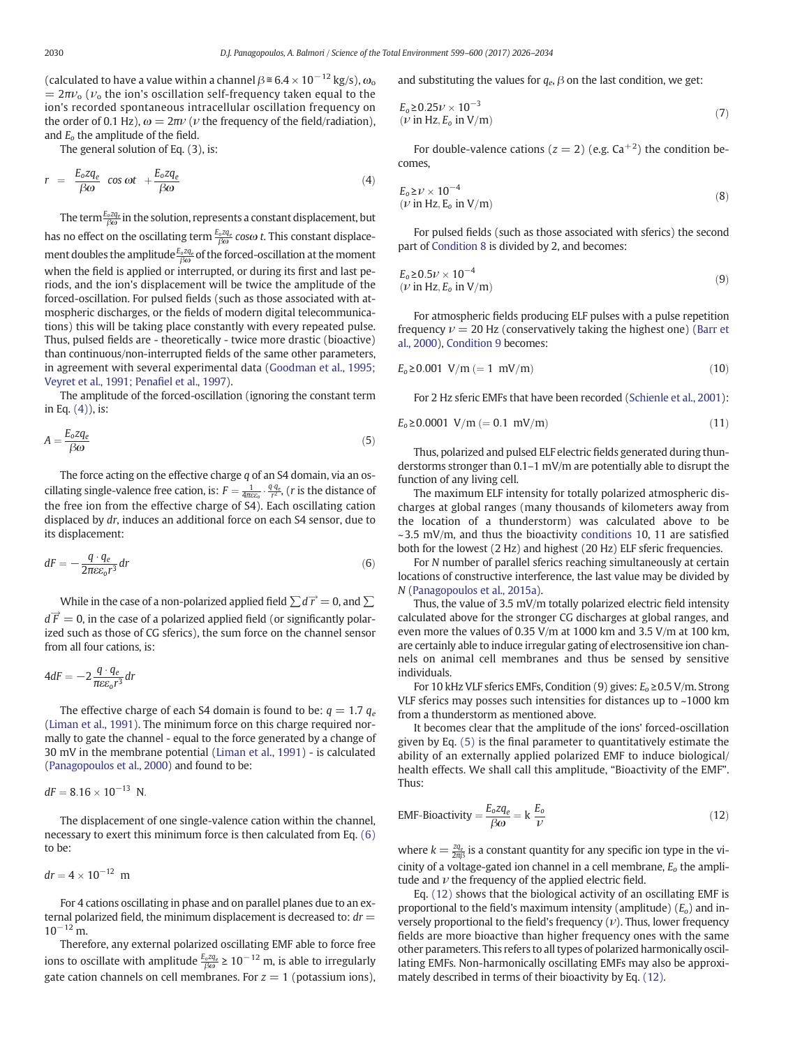(calculated to have a value within a channel $\beta \cong 6.4 \times 10^{-12}$ kg/s), $\omega_o = 2\pi\nu_o$ ($\nu_o$ the ion's oscillation self-frequency taken equal to the ion's recorded spontaneous intracellular oscillation frequency on the order of 0.1 Hz), $\omega = 2\pi\nu$ ($\nu$ the frequency of the field/radiation), and $E_o$ the amplitude of the field.

The general solution of Eq. (3), is:

$$r = \frac{E_o z q_e}{\beta\omega} \cos \omega t + \frac{E_o z q_e}{\beta\omega} \tag{4}$$

The term $\frac{E_o z q_e}{\beta\omega}$ in the solution, represents a constant displacement, but has no effect on the oscillating term $\frac{E_o z q_e}{\beta\omega} \cos\omega\, t$. This constant displacement doubles the amplitude $\frac{E_o z q_e}{\beta\omega}$ of the forced-oscillation at the moment when the field is applied or interrupted, or during its first and last periods, and the ion's displacement will be twice the amplitude of the forced-oscillation. For pulsed fields (such as those associated with atmospheric discharges, or the fields of modern digital telecommunications) this will be taking place constantly with every repeated pulse. Thus, pulsed fields are - theoretically - twice more drastic (bioactive) than continuous/non-interrupted fields of the same other parameters, in agreement with several experimental data (Goodman et al., 1995; Veyret et al., 1991; Penafiel et al., 1997).

The amplitude of the forced-oscillation (ignoring the constant term in Eq. (4)), is:

$$A = \frac{E_o z q_e}{\beta\omega} \tag{5}$$

The force acting on the effective charge $q$ of an S4 domain, via an oscillating single-valence free cation, is: $F = \frac{1}{4\pi\varepsilon\varepsilon_o} \cdot \frac{q \cdot q_e}{r^2}$, ($r$ is the distance of the free ion from the effective charge of S4). Each oscillating cation displaced by $dr$, induces an additional force on each S4 sensor, due to its displacement:

$$dF = -\frac{q \cdot q_e}{2\pi\varepsilon\varepsilon_o r^3} dr \tag{6}$$

While in the case of a non-polarized applied field $\sum d\vec{r} = 0$, and $\sum d\vec{F} = 0$, in the case of a polarized applied field (or significantly polarized such as those of CG sferics), the sum force on the channel sensor from all four cations, is:

$$4dF = -2\frac{q \cdot q_e}{\pi\varepsilon\varepsilon_o r^3} dr$$

The effective charge of each S4 domain is found to be: $q = 1.7\, q_e$ (Liman et al., 1991). The minimum force on this charge required normally to gate the channel - equal to the force generated by a change of 30 mV in the membrane potential (Liman et al., 1991) - is calculated (Panagopoulos et al., 2000) and found to be:

$$dF = 8.16 \times 10^{-13} \text{ N.}$$

The displacement of one single-valence cation within the channel, necessary to exert this minimum force is then calculated from Eq. (6) to be:

$$dr = 4 \times 10^{-12} \text{ m}$$

For 4 cations oscillating in phase and on parallel planes due to an external polarized field, the minimum displacement is decreased to: $dr = 10^{-12}$ m.

Therefore, any external polarized oscillating EMF able to force free ions to oscillate with amplitude $\frac{E_o z q_e}{\beta\omega} \geq 10^{-12}$ m, is able to irregularly gate cation channels on cell membranes. For $z = 1$ (potassium ions), and substituting the values for $q_e$, $\beta$ on the last condition, we get:

$$E_o \geq 0.25\nu \times 10^{-3} \quad (\nu \text{ in Hz}, E_o \text{ in V/m}) \tag{7}$$

For double-valence cations ($z = 2$) (e.g. $Ca^{+2}$) the condition becomes,

$$E_o \geq \nu \times 10^{-4} \quad (\nu \text{ in Hz}, E_o \text{ in V/m}) \tag{8}$$

For pulsed fields (such as those associated with sferics) the second part of Condition 8 is divided by 2, and becomes:

$$E_o \geq 0.5\nu \times 10^{-4} \quad (\nu \text{ in Hz}, E_o \text{ in V/m}) \tag{9}$$

For atmospheric fields producing ELF pulses with a pulse repetition frequency $\nu = 20$ Hz (conservatively taking the highest one) (Barr et al., 2000), Condition 9 becomes:

$$E_o \geq 0.001 \text{ V/m } (= 1 \text{ mV/m}) \tag{10}$$

For 2 Hz sferic EMFs that have been recorded (Schienle et al., 2001):

$$E_o \geq 0.0001 \text{ V/m } (= 0.1 \text{ mV/m}) \tag{11}$$

Thus, polarized and pulsed ELF electric fields generated during thunderstorms stronger than 0.1–1 mV/m are potentially able to disrupt the function of any living cell.

The maximum ELF intensity for totally polarized atmospheric discharges at global ranges (many thousands of kilometers away from the location of a thunderstorm) was calculated above to be ~3.5 mV/m, and thus the bioactivity conditions 10, 11 are satisfied both for the lowest (2 Hz) and highest (20 Hz) ELF sferic frequencies.

For $N$ number of parallel sferics reaching simultaneously at certain locations of constructive interference, the last value may be divided by $N$ (Panagopoulos et al., 2015a).

Thus, the value of 3.5 mV/m totally polarized electric field intensity calculated above for the stronger CG discharges at global ranges, and even more the values of 0.35 V/m at 1000 km and 3.5 V/m at 100 km, are certainly able to induce irregular gating of electrosensitive ion channels on animal cell membranes and thus be sensed by sensitive individuals.

For 10 kHz VLF sferics EMFs, Condition (9) gives: $E_o \geq 0.5$ V/m. Strong VLF sferics may posses such intensities for distances up to ~1000 km from a thunderstorm as mentioned above.

It becomes clear that the amplitude of the ions' forced-oscillation given by Eq. (5) is the final parameter to quantitatively estimate the ability of an externally applied polarized EMF to induce biological/health effects. We shall call this amplitude, "Bioactivity of the EMF". Thus:

$$\text{EMF-Bioactivity} = \frac{E_o z q_e}{\beta\omega} = k\, \frac{E_o}{\nu} \tag{12}$$

where $k = \frac{z q_e}{2\pi\beta}$ is a constant quantity for any specific ion type in the vicinity of a voltage-gated ion channel in a cell membrane, $E_o$ the amplitude and $\nu$ the frequency of the applied electric field.

Eq. (12) shows that the biological activity of an oscillating EMF is proportional to the field's maximum intensity (amplitude) ($E_o$) and inversely proportional to the field's frequency ($\nu$). Thus, lower frequency fields are more bioactive than higher frequency ones with the same other parameters. This refers to all types of polarized harmonically oscillating EMFs. Non-harmonically oscillating EMFs may also be approximately described in terms of their bioactivity by Eq. (12).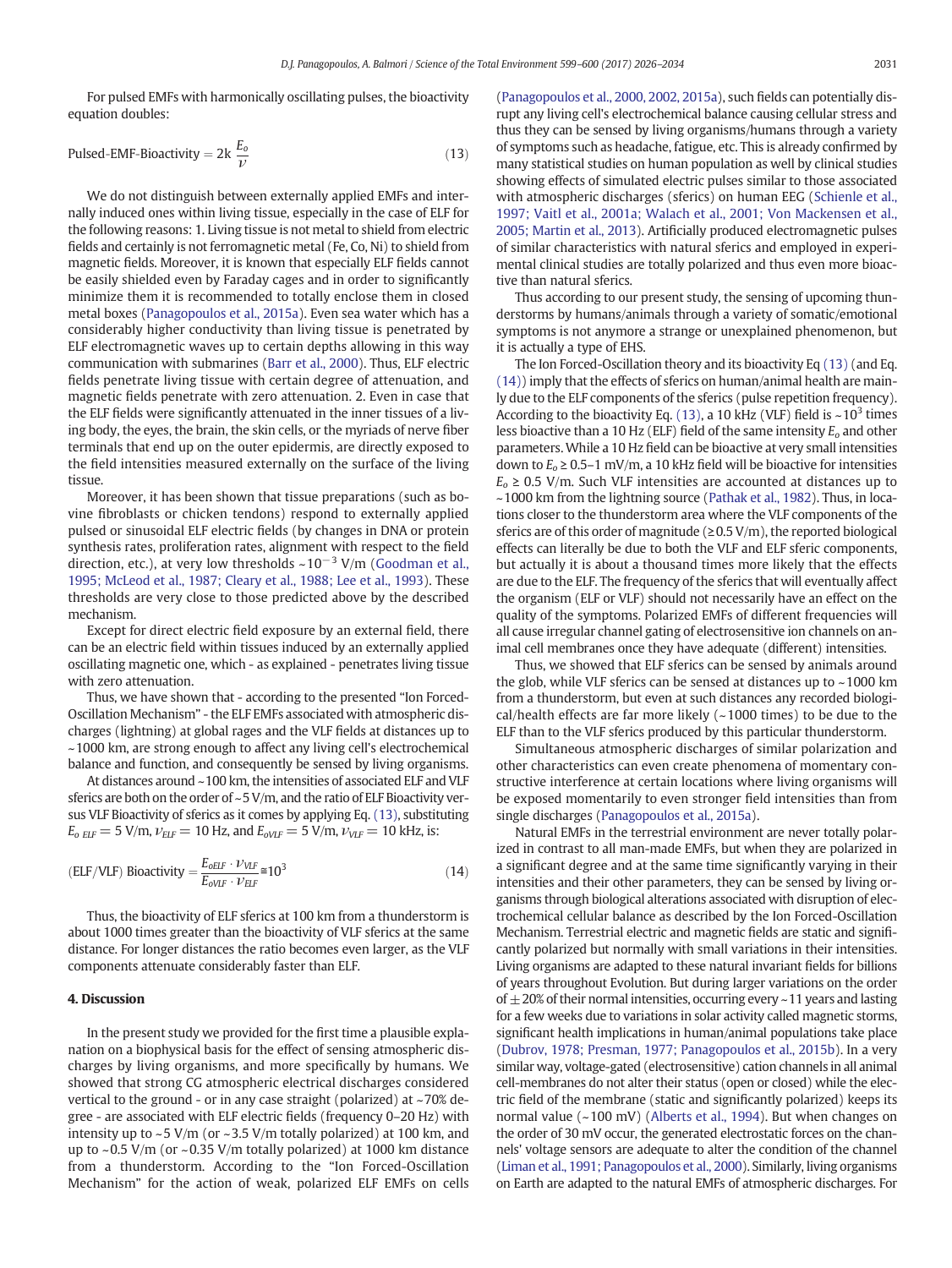For pulsed EMFs with harmonically oscillating pulses, the bioactivity equation doubles:

$$\text{Pulsed-EMF-Bioactivity} = 2k\,\frac{E_o}{\nu} \tag{13}$$

We do not distinguish between externally applied EMFs and internally induced ones within living tissue, especially in the case of ELF for the following reasons: 1. Living tissue is not metal to shield from electric fields and certainly is not ferromagnetic metal (Fe, Co, Ni) to shield from magnetic fields. Moreover, it is known that especially ELF fields cannot be easily shielded even by Faraday cages and in order to significantly minimize them it is recommended to totally enclose them in closed metal boxes (Panagopoulos et al., 2015a). Even sea water which has a considerably higher conductivity than living tissue is penetrated by ELF electromagnetic waves up to certain depths allowing in this way communication with submarines (Barr et al., 2000). Thus, ELF electric fields penetrate living tissue with certain degree of attenuation, and magnetic fields penetrate with zero attenuation. 2. Even in case that the ELF fields were significantly attenuated in the inner tissues of a living body, the eyes, the brain, the skin cells, or the myriads of nerve fiber terminals that end up on the outer epidermis, are directly exposed to the field intensities measured externally on the surface of the living tissue.

Moreover, it has been shown that tissue preparations (such as bovine fibroblasts or chicken tendons) respond to externally applied pulsed or sinusoidal ELF electric fields (by changes in DNA or protein synthesis rates, proliferation rates, alignment with respect to the field direction, etc.), at very low thresholds ~$10^{-3}$ V/m (Goodman et al., 1995; McLeod et al., 1987; Cleary et al., 1988; Lee et al., 1993). These thresholds are very close to those predicted above by the described mechanism.

Except for direct electric field exposure by an external field, there can be an electric field within tissues induced by an externally applied oscillating magnetic one, which - as explained - penetrates living tissue with zero attenuation.

Thus, we have shown that - according to the presented "Ion Forced-Oscillation Mechanism" - the ELF EMFs associated with atmospheric discharges (lightning) at global ranges and the VLF fields at distances up to ~1000 km, are strong enough to affect any living cell's electrochemical balance and function, and consequently be sensed by living organisms.

At distances around ~100 km, the intensities of associated ELF and VLF sferics are both on the order of ~5 V/m, and the ratio of ELF Bioactivity versus VLF Bioactivity of sferics as it comes by applying Eq. (13), substituting $E_{o\ ELF} = 5$ V/m, $\nu_{ELF} = 10$ Hz, and $E_{oVLF} = 5$ V/m, $\nu_{VLF} = 10$ kHz, is:

$$(\text{ELF/VLF})\ \text{Bioactivity} = \frac{E_{oELF} \cdot \nu_{VLF}}{E_{oVLF} \cdot \nu_{ELF}} \cong 10^3 \tag{14}$$

Thus, the bioactivity of ELF sferics at 100 km from a thunderstorm is about 1000 times greater than the bioactivity of VLF sferics at the same distance. For longer distances the ratio becomes even larger, as the VLF components attenuate considerably faster than ELF.

## 4. Discussion

In the present study we provided for the first time a plausible explanation on a biophysical basis for the effect of sensing atmospheric discharges by living organisms, and more specifically by humans. We showed that strong CG atmospheric electrical discharges considered vertical to the ground - or in any case straight (polarized) at ~70% degree - are associated with ELF electric fields (frequency 0–20 Hz) with intensity up to ~5 V/m (or ~3.5 V/m totally polarized) at 100 km, and up to ~0.5 V/m (or ~0.35 V/m totally polarized) at 1000 km distance from a thunderstorm. According to the "Ion Forced-Oscillation Mechanism" for the action of weak, polarized ELF EMFs on cells (Panagopoulos et al., 2000, 2002, 2015a), such fields can potentially disrupt any living cell's electrochemical balance causing cellular stress and thus they can be sensed by living organisms/humans through a variety of symptoms such as headache, fatigue, etc. This is already confirmed by many statistical studies on human population as well by clinical studies showing effects of simulated electric pulses similar to those associated with atmospheric discharges (sferics) on human EEG (Schienle et al., 1997; Vaitl et al., 2001a; Walach et al., 2001; Von Mackensen et al., 2005; Martin et al., 2013). Artificially produced electromagnetic pulses of similar characteristics with natural sferics and employed in experimental clinical studies are totally polarized and thus even more bioactive than natural sferics.

Thus according to our present study, the sensing of upcoming thunderstorms by humans/animals through a variety of somatic/emotional symptoms is not anymore a strange or unexplained phenomenon, but it is actually a type of EHS.

The Ion Forced-Oscillation theory and its bioactivity Eq (13) (and Eq. (14)) imply that the effects of sferics on human/animal health are mainly due to the ELF components of the sferics (pulse repetition frequency). According to the bioactivity Eq. (13), a 10 kHz (VLF) field is ~$10^3$ times less bioactive than a 10 Hz (ELF) field of the same intensity $E_o$ and other parameters. While a 10 Hz field can be bioactive at very small intensities down to $E_o \geq 0.5$–1 mV/m, a 10 kHz field will be bioactive for intensities $E_o \geq 0.5$ V/m. Such VLF intensities are accounted at distances up to ~1000 km from the lightning source (Pathak et al., 1982). Thus, in locations closer to the thunderstorm area where the VLF components of the sferics are of this order of magnitude (≥0.5 V/m), the reported biological effects can literally be due to both the VLF and ELF sferic components, but actually it is about a thousand times more likely that the effects are due to the ELF. The frequency of the sferics that will eventually affect the organism (ELF or VLF) should not necessarily have an effect on the quality of the symptoms. Polarized EMFs of different frequencies will all cause irregular channel gating of electrosensitive ion channels on animal cell membranes once they have adequate (different) intensities.

Thus, we showed that ELF sferics can be sensed by animals around the glob, while VLF sferics can be sensed at distances up to ~1000 km from a thunderstorm, but even at such distances any recorded biological/health effects are far more likely (~1000 times) to be due to the ELF than to the VLF sferics produced by this particular thunderstorm.

Simultaneous atmospheric discharges of similar polarization and other characteristics can even create phenomena of momentary constructive interference at certain locations where living organisms will be exposed momentarily to even stronger field intensities than from single discharges (Panagopoulos et al., 2015a).

Natural EMFs in the terrestrial environment are never totally polarized in contrast to all man-made EMFs, but when they are polarized in a significant degree and at the same time significantly varying in their intensities and their other parameters, they can be sensed by living organisms through biological alterations associated with disruption of electrochemical cellular balance as described by the Ion Forced-Oscillation Mechanism. Terrestrial electric and magnetic fields are static and significantly polarized but normally with small variations in their intensities. Living organisms are adapted to these natural invariant fields for billions of years throughout Evolution. But during larger variations on the order of ±20% of their normal intensities, occurring every ~11 years and lasting for a few weeks due to variations in solar activity called magnetic storms, significant health implications in human/animal populations take place (Dubrov, 1978; Presman, 1977; Panagopoulos et al., 2015b). In a very similar way, voltage-gated (electrosensitive) cation channels in all animal cell-membranes do not alter their status (open or closed) while the electric field of the membrane (static and significantly polarized) keeps its normal value (~100 mV) (Alberts et al., 1994). But when changes on the order of 30 mV occur, the generated electrostatic forces on the channels' voltage sensors are adequate to alter the condition of the channel (Liman et al., 1991; Panagopoulos et al., 2000). Similarly, living organisms on Earth are adapted to the natural EMFs of atmospheric discharges. For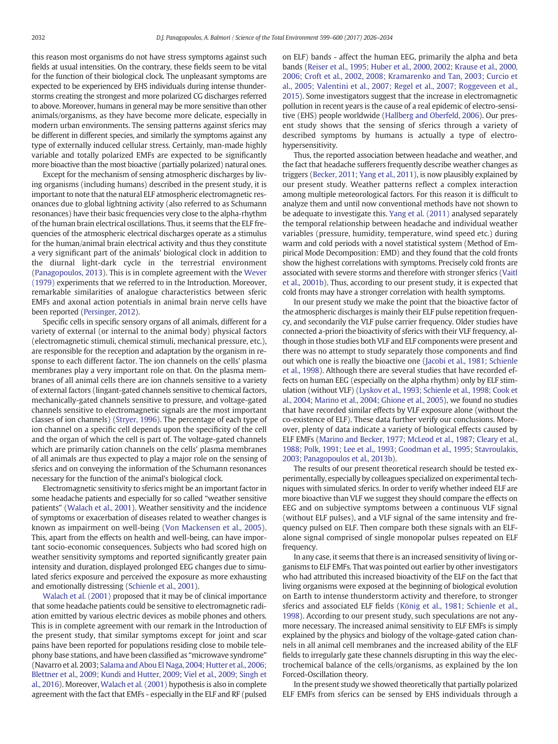this reason most organisms do not have stress symptoms against such fields at usual intensities. On the contrary, these fields seem to be vital for the function of their biological clock. The unpleasant symptoms are expected to be experienced by EHS individuals during intense thunderstorms creating the strongest and more polarized CG discharges referred to above. Moreover, humans in general may be more sensitive than other animals/organisms, as they have become more delicate, especially in modern urban environments. The sensing patterns against sferics may be different in different species, and similarly the symptoms against any type of externally induced cellular stress. Certainly, man-made highly variable and totally polarized EMFs are expected to be significantly more bioactive than the most bioactive (partially polarized) natural ones.

Except for the mechanism of sensing atmospheric discharges by living organisms (including humans) described in the present study, it is important to note that the natural ELF atmospheric electromagnetic resonances due to global lightning activity (also referred to as Schumann resonances) have their basic frequencies very close to the alpha-rhythm of the human brain electrical oscillations. Thus, it seems that the ELF frequencies of the atmospheric electrical discharges operate as a stimulus for the human/animal brain electrical activity and thus they constitute a very significant part of the animals' biological clock in addition to the diurnal light-dark cycle in the terrestrial environment (Panagopoulos, 2013). This is in complete agreement with the Wever (1979) experiments that we referred to in the Introduction. Moreover, remarkable similarities of analogue characteristics between sferic EMFs and axonal action potentials in animal brain nerve cells have been reported (Persinger, 2012).

Specific cells in specific sensory organs of all animals, different for a variety of external (or internal to the animal body) physical factors (electromagnetic stimuli, chemical stimuli, mechanical pressure, etc.), are responsible for the reception and adaptation by the organism in response to each different factor. The ion channels on the cells' plasma membranes play a very important role on that. On the plasma membranes of all animal cells there are ion channels sensitive to a variety of external factors (lingant-gated channels sensitive to chemical factors, mechanically-gated channels sensitive to pressure, and voltage-gated channels sensitive to electromagnetic signals are the most important classes of ion channels) (Stryer, 1996). The percentage of each type of ion channel on a specific cell depends upon the specificity of the cell and the organ of which the cell is part of. The voltage-gated channels which are primarily cation channels on the cells' plasma membranes of all animals are thus expected to play a major role on the sensing of sferics and on conveying the information of the Schumann resonances necessary for the function of the animal's biological clock.

Electromagnetic sensitivity to sferics might be an important factor in some headache patients and especially for so called "weather sensitive patients" (Walach et al., 2001). Weather sensitivity and the incidence of symptoms or exacerbation of diseases related to weather changes is known as impairment on well-being (Von Mackensen et al., 2005). This, apart from the effects on health and well-being, can have important socio-economic consequences. Subjects who had scored high on weather sensitivity symptoms and reported significantly greater pain intensity and duration, displayed prolonged EEG changes due to simulated sferics exposure and perceived the exposure as more exhausting and emotionally distressing (Schienle et al., 2001).

Walach et al. (2001) proposed that it may be of clinical importance that some headache patients could be sensitive to electromagnetic radiation emitted by various electric devices as mobile phones and others. This is in complete agreement with our remark in the Introduction of the present study, that similar symptoms except for joint and scar pains have been reported for populations residing close to mobile telephony base stations, and have been classified as "microwave syndrome" (Navarro et al. 2003; Salama and Abou El Naga, 2004; Hutter et al., 2006; Blettner et al., 2009; Kundi and Hutter, 2009; Viel et al., 2009; Singh et al., 2016). Moreover, Walach et al. (2001) hypothesis is also in complete agreement with the fact that EMFs - especially in the ELF and RF (pulsed on ELF) bands - affect the human EEG, primarily the alpha and beta bands (Reiser et al., 1995; Huber et al., 2000, 2002; Krause et al., 2000, 2006; Croft et al., 2002, 2008; Kramarenko and Tan, 2003; Curcio et al., 2005; Valentini et al., 2007; Regel et al., 2007; Roggeveen et al., 2015). Some investigators suggest that the increase in electromagnetic pollution in recent years is the cause of a real epidemic of electro-sensitive (EHS) people worldwide (Hallberg and Oberfeld, 2006). Our present study shows that the sensing of sferics through a variety of described symptoms by humans is actually a type of electro-hypersensitivity.

Thus, the reported association between headache and weather, and the fact that headache sufferers frequently describe weather changes as triggers (Becker, 2011; Yang et al., 2011), is now plausibly explained by our present study. Weather patterns reflect a complex interaction among multiple meteorological factors. For this reason it is difficult to analyze them and until now conventional methods have not shown to be adequate to investigate this. Yang et al. (2011) analysed separately the temporal relationship between headache and individual weather variables (pressure, humidity, temperature, wind speed etc.) during warm and cold periods with a novel statistical system (Method of Empirical Mode Decomposition: EMD) and they found that the cold fronts show the highest correlations with symptoms. Precisely cold fronts are associated with severe storms and therefore with stronger sferics (Vaitl et al., 2001b). Thus, according to our present study, it is expected that cold fronts may have a stronger correlation with health symptoms.

In our present study we make the point that the bioactive factor of the atmospheric discharges is mainly their ELF pulse repetition frequency, and secondarily the VLF pulse carrier frequency. Older studies have connected a-priori the bioactivity of sferics with their VLF frequency, although in those studies both VLF and ELF components were present and there was no attempt to study separately those components and find out which one is really the bioactive one (Jacobi et al., 1981; Schienle et al., 1998). Although there are several studies that have recorded effects on human EEG (especially on the alpha rhythm) only by ELF stimulation (without VLF) (Lyskov et al., 1993; Schienle et al., 1998; Cook et al., 2004; Marino et al., 2004; Ghione et al., 2005), we found no studies that have recorded similar effects by VLF exposure alone (without the co-existence of ELF). These data further verify our conclusions. Moreover, plenty of data indicate a variety of biological effects caused by ELF EMFs (Marino and Becker, 1977; McLeod et al., 1987; Cleary et al., 1988; Polk, 1991; Lee et al., 1993; Goodman et al., 1995; Stavroulakis, 2003; Panagopoulos et al., 2013b).

The results of our present theoretical research should be tested experimentally, especially by colleagues specialized on experimental techniques with simulated sferics. In order to verify whether indeed ELF are more bioactive than VLF we suggest they should compare the effects on EEG and on subjective symptoms between a continuous VLF signal (without ELF pulses), and a VLF signal of the same intensity and frequency pulsed on ELF. Then compare both these signals with an ELF-alone signal comprised of single monopolar pulses repeated on ELF frequency.

In any case, it seems that there is an increased sensitivity of living organisms to ELF EMFs. That was pointed out earlier by other investigators who had attributed this increased bioactivity of the ELF on the fact that living organisms were exposed at the beginning of biological evolution on Earth to intense thunderstorm activity and therefore, to stronger sferics and associated ELF fields (König et al., 1981; Schienle et al., 1998). According to our present study, such speculations are not anymore necessary. The increased animal sensitivity to ELF EMFs is simply explained by the physics and biology of the voltage-gated cation channels in all animal cell membranes and the increased ability of the ELF fields to irregularly gate these channels disrupting in this way the electrochemical balance of the cells/organisms, as explained by the Ion Forced-Oscillation theory.

In the present study we showed theoretically that partially polarized ELF EMFs from sferics can be sensed by EHS individuals through a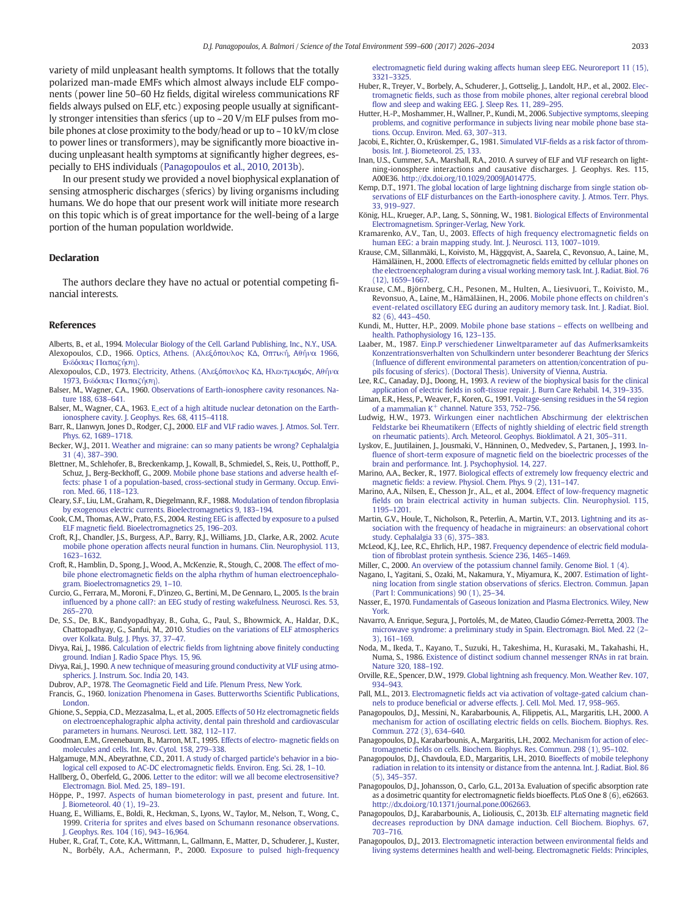variety of mild unpleasant health symptoms. It follows that the totally polarized man-made EMFs which almost always include ELF components (power line 50–60 Hz fields, digital wireless communications RF fields always pulsed on ELF, etc.) exposing people usually at significantly stronger intensities than sferics (up to ~20 V/m ELF pulses from mobile phones at close proximity to the body/head or up to ~10 kV/m close to power lines or transformers), may be significantly more bioactive inducing unpleasant health symptoms at significantly higher degrees, especially to EHS individuals (Panagopoulos et al., 2010, 2013b).

In our present study we provided a novel biophysical explanation of sensing atmospheric discharges (sferics) by living organisms including humans. We do hope that our present work will initiate more research on this topic which is of great importance for the well-being of a large portion of the human population worldwide.

## Declaration

The authors declare they have no actual or potential competing financial interests.

## References

Alberts, B., et al., 1994. Molecular Biology of the Cell. Garland Publishing, Inc., N.Y., USA.

Alexopoulos, C.D., 1966. Optics, Athens. (Αλεξόπουλος ΚΔ, Οπτική, Αθήνα 1966, Εκδόσεις Παπαζήση).

Alexopoulos, C.D., 1973. Electricity, Athens. (Αλεξόπουλος ΚΔ, Ηλεκτρισμός, Αθήνα 1973, Εκδόσεις Παπαζήση).

Balser, M., Wagner, C.A., 1960. Observations of Earth-ionosphere cavity resonances. Nature 188, 638–641.

Balser, M., Wagner, C.A., 1963. E_ect of a high altitude nuclear detonation on the Earth-ionosphere cavity. J. Geophys. Res. 68, 4115–4118.

Barr, R., Llanwyn, Jones D., Rodger, C.J., 2000. ELF and VLF radio waves. J. Atmos. Sol. Terr. Phys. 62, 1689–1718.

Becker, W.J., 2011. Weather and migraine: can so many patients be wrong? Cephalalgia 31 (4), 387–390.

Blettner, M., Schlehofer, B., Breckenkamp, J., Kowall, B., Schmiedel, S., Reis, U., Potthoff, P., Schuz, J., Berg-Beckhoff, G., 2009. Mobile phone base stations and adverse health effects: phase 1 of a population-based, cross-sectional study in Germany. Occup. Environ. Med. 66, 118–123.

Cleary, S.F., Liu, L.M., Graham, R., Diegelmann, R.F., 1988. Modulation of tendon fibroplasia by exogenous electric currents. Bioelectromagnetics 9, 183–194.

Cook, C.M., Thomas, A.W., Prato, F.S., 2004. Resting EEG is affected by exposure to a pulsed ELF magnetic field. Bioelectromagnetics 25, 196–203.

Croft, R.J., Chandler, J.S., Burgess, A.P., Barry, R.J., Williams, J.D., Clarke, A.R., 2002. Acute mobile phone operation affects neural function in humans. Clin. Neurophysiol. 113, 1623–1632.

Croft, R., Hamblin, D., Spong, J., Wood, A., McKenzie, R., Stough, C., 2008. The effect of mobile phone electromagnetic fields on the alpha rhythm of human electroencephalogram. Bioelectromagnetics 29, 1–10.

Curcio, G., Ferrara, M., Moroni, F., D'inzeo, G., Bertini, M., De Gennaro, L., 2005. Is the brain influenced by a phone call?: an EEG study of resting wakefulness. Neurosci. Res. 53, 265–270.

De, S.S., De, B.K., Bandyopadhyay, B., Guha, G., Paul, S., Bhowmick, A., Haldar, D.K., Chattopadhyay, G., Sanfui, M., 2010. Studies on the variations of ELF atmospherics over Kolkata. Bulg. J. Phys. 37, 37–47.

Divya, Rai, J., 1986. Calculation of electric fields from lightning above finitely conducting ground. Indian J. Radio Space Phys. 15, 96.

Divya, Rai, J., 1990. A new technique of measuring ground conductivity at VLF using atmospherics. J. Instrum. Soc. India 20, 143.

Dubrov, A.P., 1978. The Geomagnetic Field and Life. Plenum Press, New York.

Francis, G., 1960. Ionization Phenomena in Gases. Butterworths Scientific Publications, London.

Ghione, S., Seppia, C.D., Mezzasalma, L., et al., 2005. Effects of 50 Hz electromagnetic fields on electroencephalographic alpha activity, dental pain threshold and cardiovascular parameters in humans. Neurosci. Lett. 382, 112–117.

Goodman, E.M., Greenebaum, B., Marron, M.T., 1995. Effects of electro- magnetic fields on molecules and cells. Int. Rev. Cytol. 158, 279–338.

Halgamuge, M.N., Abeyrathne, C.D., 2011. A study of charged particle's behavior in a biological cell exposed to AC-DC electromagnetic fields. Environ. Eng. Sci. 28, 1–10.

Hallberg, Ö., Oberfeld, G., 2006. Letter to the editor: will we all become electrosensitive? Electromagn. Biol. Med. 25, 189–191.

Höppe, P., 1997. Aspects of human biometerology in past, present and future. Int. J. Biometeorol. 40 (1), 19–23.

Huang, E., Williams, E., Boldi, R., Heckman, S., Lyons, W., Taylor, M., Nelson, T., Wong, C., 1999. Criteria for sprites and elves based on Schumann resonance observations. J. Geophys. Res. 104 (16), 943–16,964.

Huber, R., Graf, T., Cote, K.A., Wittmann, L., Gallmann, E., Matter, D., Schuderer, J., Kuster, N., Borbély, A.A., Achermann, P., 2000. Exposure to pulsed high-frequency electromagnetic field during waking affects human sleep EEG. Neuroreport 11 (15), 3321–3325.

Huber, R., Treyer, V., Borbely, A., Schuderer, J., Gottselig, J., Landolt, H.P., et al., 2002. Electromagnetic fields, such as those from mobile phones, alter regional cerebral blood flow and sleep and waking EEG. J. Sleep Res. 11, 289–295.

Hutter, H.-P., Moshammer, H., Wallner, P., Kundi, M., 2006. Subjective symptoms, sleeping problems, and cognitive performance in subjects living near mobile phone base stations. Occup. Environ. Med. 63, 307–313.

Jacobi, E., Richter, O., Krüskemper, G., 1981. Simulated VLF-fields as a risk factor of thrombosis. Int. J. Biometeorol. 25, 133.

Inan, U.S., Cummer, S.A., Marshall, R.A., 2010. A survey of ELF and VLF research on lightning-ionosphere interactions and causative discharges. J. Geophys. Res. 115, A00E36. http://dx.doi.org/10.1029/2009JA014775.

Kemp, D.T., 1971. The global location of large lightning discharge from single station observations of ELF disturbances on the Earth-ionosphere cavity. J. Atmos. Terr. Phys. 33, 919–927.

König, H.L., Krueger, A.P., Lang, S., Sönning, W., 1981. Biological Effects of Environmental Electromagnetism. Springer-Verlag, New York.

Kramarenko, A.V., Tan, U., 2003. Effects of high frequency electromagnetic fields on human EEG: a brain mapping study. Int. J. Neurosci. 113, 1007–1019.

Krause, C.M., Sillanmäki, L., Koivisto, M., Häggqvist, A., Saarela, C., Revonsuo, A., Laine, M., Hämäläinen, H., 2000. Effects of electromagnetic fields emitted by cellular phones on the electroencephalogram during a visual working memory task. Int. J. Radiat. Biol. 76 (12), 1659–1667.

Krause, C.M., Björnberg, C.H., Pesonen, M., Hulten, A., Liesivuori, T., Koivisto, M., Revonsuo, A., Laine, M., Hämäläinen, H., 2006. Mobile phone effects on children's event-related oscillatory EEG during an auditory memory task. Int. J. Radiat. Biol. 82 (6), 443–450.

Kundi, M., Hutter, H.P., 2009. Mobile phone base stations – effects on wellbeing and health. Pathophysiology 16, 123–135.

Laaber, M., 1987. Einp.P verschiedener Linweltparameter auf das Aufmerksamkeits Konzentrationsverhalten von Schulkindern unter besonderer Beachtung der Sferics (Influence of different environmental parameters on attention/concentration of pupils focusing of sferics). (Doctoral Thesis). University of Vienna, Austria.

Lee, R.C., Canaday, D.J., Doong, H., 1993. A review of the biophysical basis for the clinical application of electric fields in soft-tissue repair. J. Burn Care Rehabil. 14, 319–335.

Liman, E.R., Hess, P., Weaver, F., Koren, G., 1991. Voltage-sensing residues in the S4 region of a mammalian $K^+$ channel. Nature 353, 752–756.

Ludwig, H.W., 1973. Wirkungen einer nachtlichen Abschirmung der elektrischen Feldstarke bei Rheumatikern (Effects of nightly shielding of electric field strength on rheumatic patients). Arch. Meteorol. Geophys. Bioklimatol. A 21, 305–311.

Lyskov, E., Juutilainen, J., Jousmaki, V., Hänninen, O., Medvedev, S., Partanen, J., 1993. Influence of short-term exposure of magnetic field on the bioelectric processes of the brain and performance. Int. J. Psychophysiol. 14, 227.

Marino, A.A., Becker, R., 1977. Biological effects of extremely low frequency electric and magnetic fields: a review. Physiol. Chem. Phys. 9 (2), 131–147.

Marino, A.A., Nilsen, E., Chesson Jr., A.L., et al., 2004. Effect of low-frequency magnetic fields on brain electrical activity in human subjects. Clin. Neurophysiol. 115, 1195–1201.

Martin, G.V., Houle, T., Nicholson, R., Peterlin, A., Martin, V.T., 2013. Lightning and its association with the frequency of headache in migraineurs: an observational cohort study. Cephalalgia 33 (6), 375–383.

McLeod, K.J., Lee, R.C., Ehrlich, H.P., 1987. Frequency dependence of electric field modulation of fibroblast protein synthesis. Science 236, 1465–1469.

Miller, C., 2000. An overview of the potassium channel family. Genome Biol. 1 (4).

Nagano, I., Yagitani, S., Ozaki, M., Nakamura, Y., Miyamura, K., 2007. Estimation of lightning location from single station observations of sferics. Electron. Commun. Japan (Part I: Communications) 90 (1), 25–34.

Nasser, E., 1970. Fundamentals of Gaseous Ionization and Plasma Electronics. Wiley, New York.

Navarro, A. Enrique, Segura, J., Portolés, M., de Mateo, Claudio Gómez-Perretta, 2003. The microwave syndrome: a preliminary study in Spain. Electromagn. Biol. Med. 22 (2–3), 161–169.

Noda, M., Ikeda, T., Kayano, T., Suzuki, H., Takeshima, H., Kurasaki, M., Takahashi, H., Numa, S., 1986. Existence of distinct sodium channel messenger RNAs in rat brain. Nature 320, 188–192.

Orville, R.E., Spencer, D.W., 1979. Global lightning ash frequency. Mon. Weather Rev. 107, 934–943.

Pall, M.L., 2013. Electromagnetic fields act via activation of voltage-gated calcium channels to produce beneficial or adverse effects. J. Cell. Mol. Med. 17, 958–965.

Panagopoulos, D.J., Messini, N., Karabarbounis, A., Filippetis, A.L., Margaritis, L.H., 2000. A mechanism for action of oscillating electric fields on cells. Biochem. Biophys. Res. Commun. 272 (3), 634–640.

Panagopoulos, D.J., Karabarbounis, A., Margaritis, L.H., 2002. Mechanism for action of electromagnetic fields on cells. Biochem. Biophys. Res. Commun. 298 (1), 95–102.

Panagopoulos, D.J., Chavdoula, E.D., Margaritis, L.H., 2010. Bioeffects of mobile telephony radiation in relation to its intensity or distance from the antenna. Int. J. Radiat. Biol. 86 (5), 345–357.

Panagopoulos, D.J., Johansson, O., Carlo, G.L., 2013a. Evaluation of specific absorption rate as a dosimetric quantity for electromagnetic fields bioeffects. PLoS One 8 (6), e62663. http://dx.doi.org/10.1371/journal.pone.0062663.

Panagopoulos, D.J., Karabarbounis, A., Liolious, C., 2013b. ELF alternating magnetic field decreases reproduction by DNA damage induction. Cell Biochem. Biophys. 67, 703–716.

Panagopoulos, D.J., 2013. Electromagnetic interaction between environmental fields and living systems determines health and well-being. Electromagnetic Fields: Principles,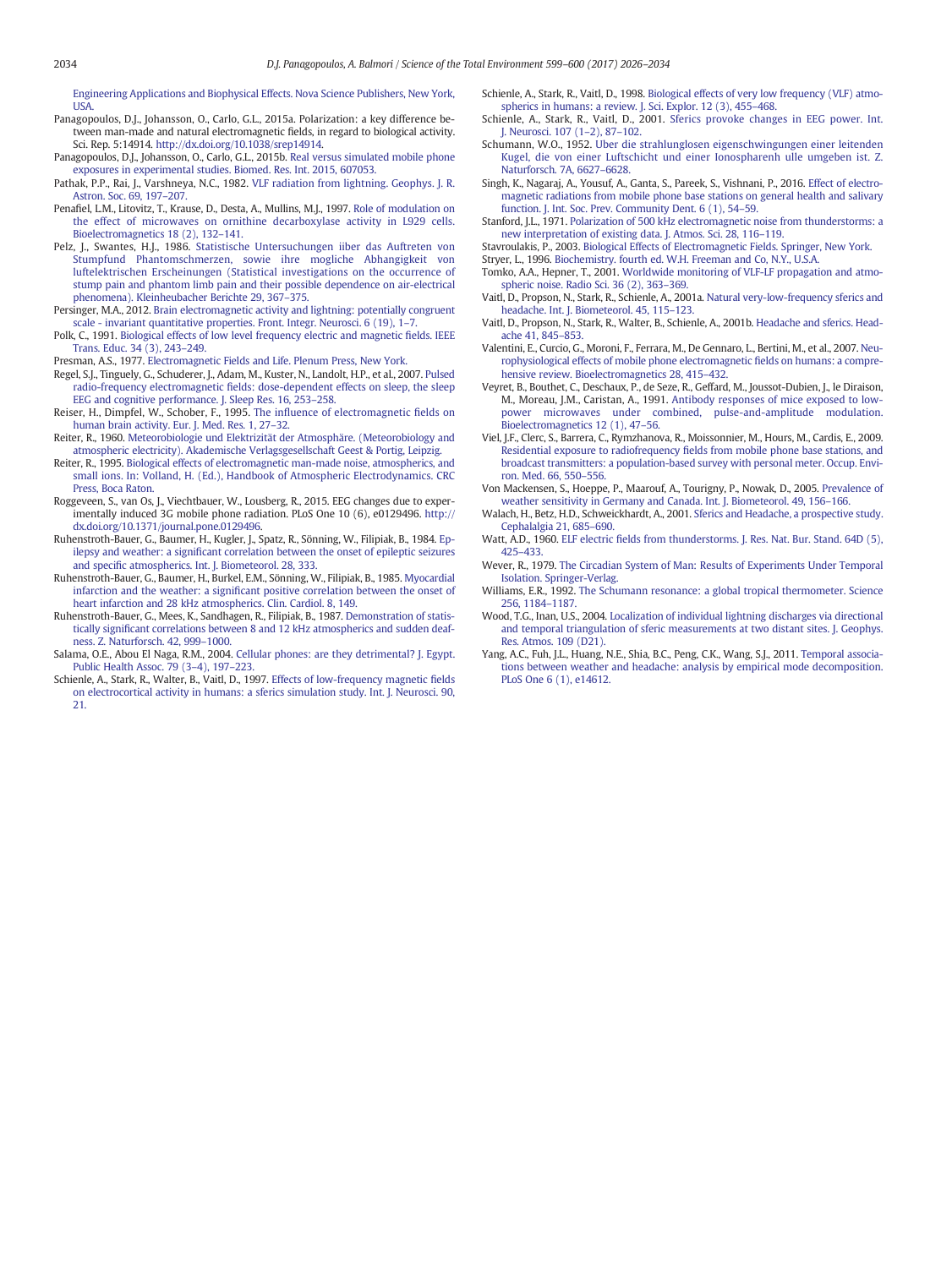Engineering Applications and Biophysical Effects. Nova Science Publishers, New York, USA.

Panagopoulos, D.J., Johansson, O., Carlo, G.L., 2015a. Polarization: a key difference between man-made and natural electromagnetic fields, in regard to biological activity. Sci. Rep. 5:14914. http://dx.doi.org/10.1038/srep14914.

Panagopoulos, D.J., Johansson, O., Carlo, G.L., 2015b. Real versus simulated mobile phone exposures in experimental studies. Biomed. Res. Int. 2015, 607053.

Pathak, P.P., Rai, J., Varshneya, N.C., 1982. VLF radiation from lightning. Geophys. J. R. Astron. Soc. 69, 197–207.

Penafiel, L.M., Litovitz, T., Krause, D., Desta, A., Mullins, M.J., 1997. Role of modulation on the effect of microwaves on ornithine decarboxylase activity in L929 cells. Bioelectromagnetics 18 (2), 132–141.

Pelz, J., Swantes, H.J., 1986. Statistische Untersuchungen iiber das Auftreten von Stumpfund Phantomschmerzen, sowie ihre mogliche Abhangigkeit von luftelektrischen Erscheinungen (Statistical investigations on the occurrence of stump pain and phantom limb pain and their possible dependence on air-electrical phenomena). Kleinheubacher Berichte 29, 367–375.

Persinger, M.A., 2012. Brain electromagnetic activity and lightning: potentially congruent scale - invariant quantitative properties. Front. Integr. Neurosci. 6 (19), 1–7.

Polk, C., 1991. Biological effects of low level frequency electric and magnetic fields. IEEE Trans. Educ. 34 (3), 243–249.

Presman, A.S., 1977. Electromagnetic Fields and Life. Plenum Press, New York.

Regel, S.J., Tinguely, G., Schuderer, J., Adam, M., Kuster, N., Landolt, H.P., et al., 2007. Pulsed radio-frequency electromagnetic fields: dose-dependent effects on sleep, the sleep EEG and cognitive performance. J. Sleep Res. 16, 253–258.

Reiser, H., Dimpfel, W., Schober, F., 1995. The influence of electromagnetic fields on human brain activity. Eur. J. Med. Res. 1, 27–32.

Reiter, R., 1960. Meteorobiologie und Elektrizität der Atmosphäre. (Meteorobiology and atmospheric electricity). Akademische Verlagsgesellschaft Geest & Portig, Leipzig.

Reiter, R., 1995. Biological effects of electromagnetic man-made noise, atmospherics, and small ions. In: Volland, H. (Ed.), Handbook of Atmospheric Electrodynamics. CRC Press, Boca Raton.

Roggeveen, S., van Os, J., Viechtbauer, W., Lousberg, R., 2015. EEG changes due to experimentally induced 3G mobile phone radiation. PLoS One 10 (6), e0129496. http://dx.doi.org/10.1371/journal.pone.0129496.

Ruhenstroth-Bauer, G., Baumer, H., Kugler, J., Spatz, R., Sönning, W., Filipiak, B., 1984. Epilepsy and weather: a significant correlation between the onset of epileptic seizures and specific atmospherics. Int. J. Biometeorol. 28, 333.

Ruhenstroth-Bauer, G., Baumer, H., Burkel, E.M., Sönning, W., Filipiak, B., 1985. Myocardial infarction and the weather: a significant positive correlation between the onset of heart infarction and 28 kHz atmospherics. Clin. Cardiol. 8, 149.

Ruhenstroth-Bauer, G., Mees, K., Sandhagen, R., Filipiak, B., 1987. Demonstration of statistically significant correlations between 8 and 12 kHz atmospherics and sudden deafness. Z. Naturforsch. 42, 999–1000.

Salama, O.E., Abou El Naga, R.M., 2004. Cellular phones: are they detrimental? J. Egypt. Public Health Assoc. 79 (3–4), 197–223.

Schienle, A., Stark, R., Walter, B., Vaitl, D., 1997. Effects of low-frequency magnetic fields on electrocortical activity in humans: a sferics simulation study. Int. J. Neurosci. 90, 21.

Schienle, A., Stark, R., Vaitl, D., 1998. Biological effects of very low frequency (VLF) atmospherics in humans: a review. J. Sci. Explor. 12 (3), 455–468.

Schienle, A., Stark, R., Vaitl, D., 2001. Sferics provoke changes in EEG power. Int. J. Neurosci. 107 (1–2), 87–102.

Schumann, W.O., 1952. Uber die strahlunglosen eigenschwingungen einer leitenden Kugel, die von einer Luftschicht und einer Ionosepharenh ulle umgeben ist. Z. Naturforsch. 7A, 6627–6628.

Singh, K., Nagaraj, A., Yousuf, A., Ganta, S., Pareek, S., Vishnani, P., 2016. Effect of electromagnetic radiations from mobile phone base stations on general health and salivary function. J. Int. Soc. Prev. Community Dent. 6 (1), 54–59.

Stanford, J.L., 1971. Polarization of 500 kHz electromagnetic noise from thunderstorms: a new interpretation of existing data. J. Atmos. Sci. 28, 116–119.

Stavroulakis, P., 2003. Biological Effects of Electromagnetic Fields. Springer, New York.

Stryer, L., 1996. Biochemistry. fourth ed. W.H. Freeman and Co, N.Y., U.S.A.

Tomko, A.A., Hepner, T., 2001. Worldwide monitoring of VLF-LF propagation and atmospheric noise. Radio Sci. 36 (2), 363–369.

Vaitl, D., Propson, N., Stark, R., Schienle, A., 2001a. Natural very-low-frequency sferics and headache. Int. J. Biometeorol. 45, 115–123.

Vaitl, D., Propson, N., Stark, R., Walter, B., Schienle, A., 2001b. Headache and sferics. Headache 41, 845–853.

Valentini, E., Curcio, G., Moroni, F., Ferrara, M., De Gennaro, L., Bertini, M., et al., 2007. Neurophysiological effects of mobile phone electromagnetic fields on humans: a comprehensive review. Bioelectromagnetics 28, 415–432.

Veyret, B., Bouthet, C., Deschaux, P., de Seze, R., Geffard, M., Joussot-Dubien, J., le Diraison, M., Moreau, J.M., Caristan, A., 1991. Antibody responses of mice exposed to low-power microwaves under combined, pulse-and-amplitude modulation. Bioelectromagnetics 12 (1), 47–56.

Viel, J.F., Clerc, S., Barrera, C., Rymzhanova, R., Moissonnier, M., Hours, M., Cardis, E., 2009. Residential exposure to radiofrequency fields from mobile phone base stations, and broadcast transmitters: a population-based survey with personal meter. Occup. Environ. Med. 66, 550–556.

Von Mackensen, S., Hoeppe, P., Maarouf, A., Tourigny, P., Nowak, D., 2005. Prevalence of weather sensitivity in Germany and Canada. Int. J. Biometeorol. 49, 156–166.

Walach, H., Betz, H.D., Schweickhardt, A., 2001. Sferics and Headache, a prospective study. Cephalalgia 21, 685–690.

Watt, A.D., 1960. ELF electric fields from thunderstorms. J. Res. Nat. Bur. Stand. 64D (5), 425–433.

Wever, R., 1979. The Circadian System of Man: Results of Experiments Under Temporal Isolation. Springer-Verlag.

Williams, E.R., 1992. The Schumann resonance: a global tropical thermometer. Science 256, 1184–1187.

Wood, T.G., Inan, U.S., 2004. Localization of individual lightning discharges via directional and temporal triangulation of sferic measurements at two distant sites. J. Geophys. Res. Atmos. 109 (D21).

Yang, A.C., Fuh, J.L., Huang, N.E., Shia, B.C., Peng, C.K., Wang, S.J., 2011. Temporal associations between weather and headache: analysis by empirical mode decomposition. PLoS One 6 (1), e14612.